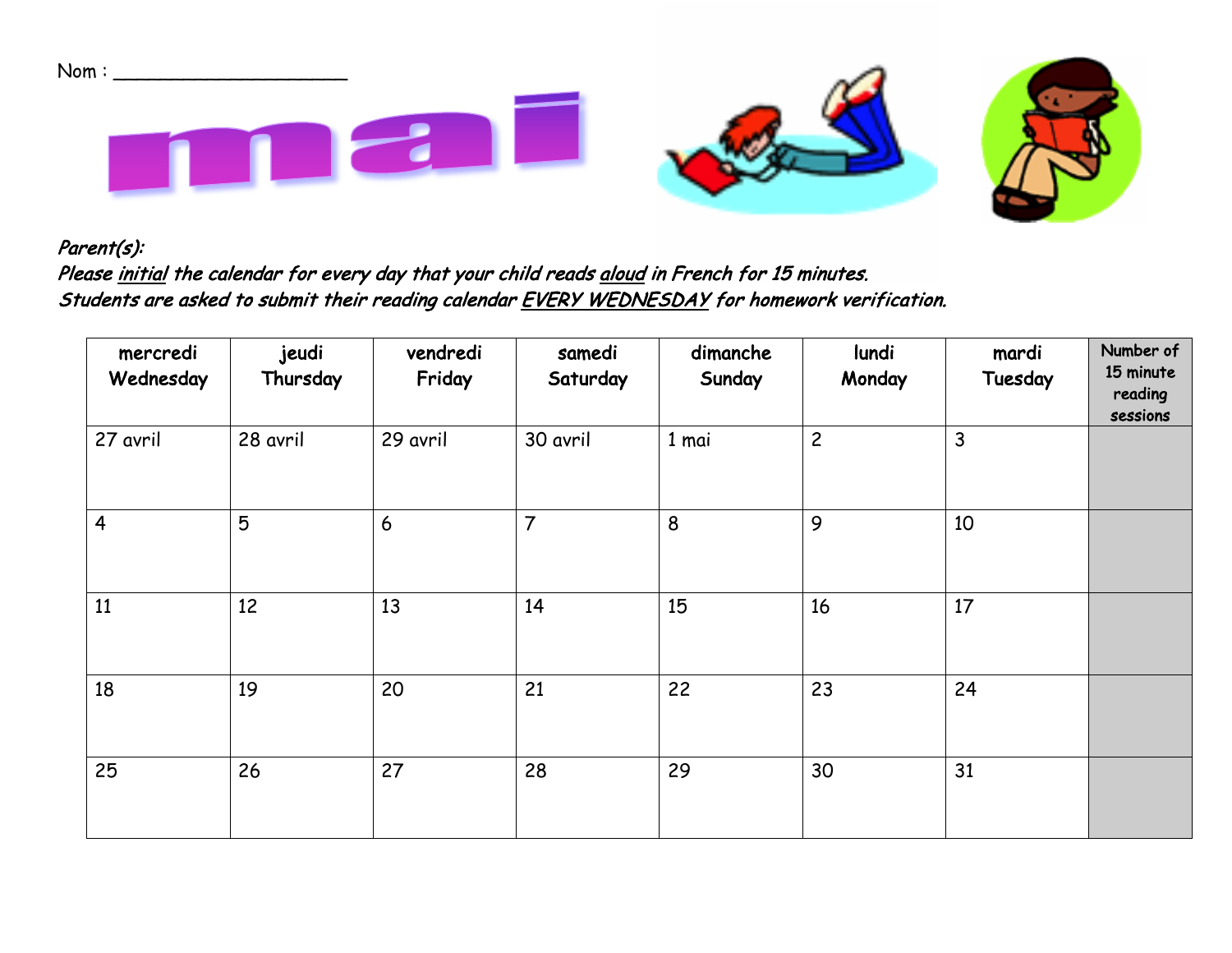Nom : ____________________

# mai

***Parent(s):***
***Please <u>initial</u> the calendar for every day that your child reads <u>aloud</u> in French for 15 minutes.***
***Students are asked to submit their reading calendar <u>EVERY WEDNESDAY</u> for homework verification.***

| mercredi Wednesday | jeudi Thursday | vendredi Friday | samedi Saturday | dimanche Sunday | lundi Monday | mardi Tuesday | Number of 15 minute reading sessions |
|---|---|---|---|---|---|---|---|
| 27 avril | 28 avril | 29 avril | 30 avril | 1 mai | 2 | 3 | |
| 4 | 5 | 6 | 7 | 8 | 9 | 10 | |
| 11 | 12 | 13 | 14 | 15 | 16 | 17 | |
| 18 | 19 | 20 | 21 | 22 | 23 | 24 | |
| 25 | 26 | 27 | 28 | 29 | 30 | 31 | |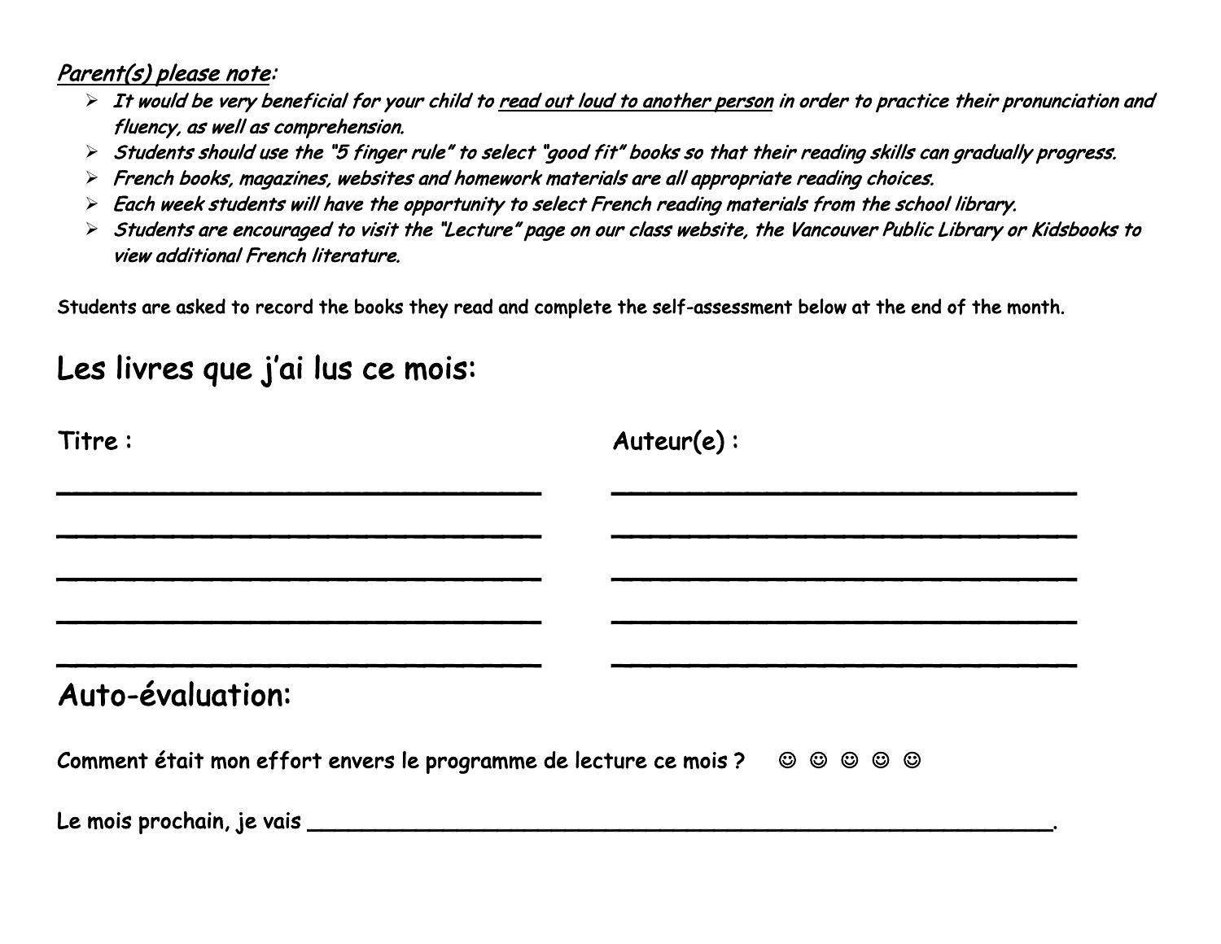***Parent(s) please note:***

- *It would be very beneficial for your child to read out loud to another person in order to practice their pronunciation and fluency, as well as comprehension.*
- *Students should use the "5 finger rule" to select "good fit" books so that their reading skills can gradually progress.*
- *French books, magazines, websites and homework materials are all appropriate reading choices.*
- *Each week students will have the opportunity to select French reading materials from the school library.*
- *Students are encouraged to visit the "Lecture" page on our class website, the Vancouver Public Library or Kidsbooks to view additional French literature.*

Students are asked to record the books they read and complete the self-assessment below at the end of the month.

## Les livres que j'ai lus ce mois:

| Titre : | Auteur(e) : |
|---|---|
| ______________________________ | ______________________________ |
| ______________________________ | ______________________________ |
| ______________________________ | ______________________________ |
| ______________________________ | ______________________________ |
| ______________________________ | ______________________________ |

## Auto-évaluation:

**Comment était mon effort envers le programme de lecture ce mois ?** ☺ ☺ ☺ ☺ ☺

**Le mois prochain, je vais ___________________________________________________________.**